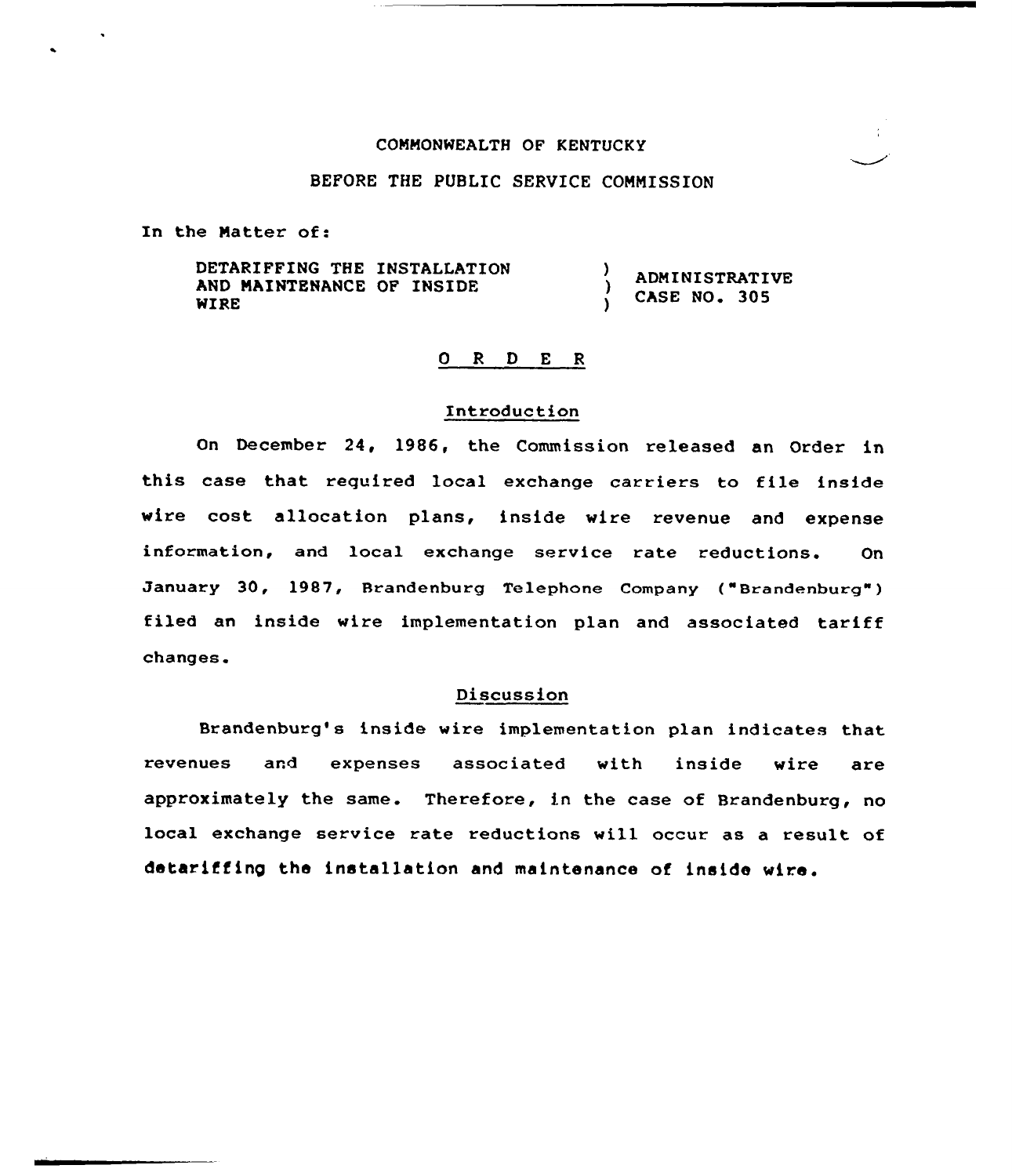COMMONWEALTH OF KENTUCKY

BEFORE THE PUBLIC SERVICE COMMISSION

In the Matter of:

| | | |
|---|---|---|
| DETARIFFING THE INSTALLATION AND MAINTENANCE OF INSIDE WIRE | ) ) ) | ADMINISTRATIVE CASE NO. 305 |

# O R D E R

## Introduction

On December 24, 1986, the Commission released an Order in this case that required local exchange carriers to file inside wire cost allocation plans, inside wire revenue and expense information, and local exchange service rate reductions. On January 30, 1987, Brandenburg Telephone Company ("Brandenburg") filed an inside wire implementation plan and associated tariff changes.

## Discussion

Brandenburg's inside wire implementation plan indicates that revenues and expenses associated with inside wire are approximately the same. Therefore, in the case of Brandenburg, no local exchange service rate reductions will occur as a result of detariffing the installation and maintenance of inside wire.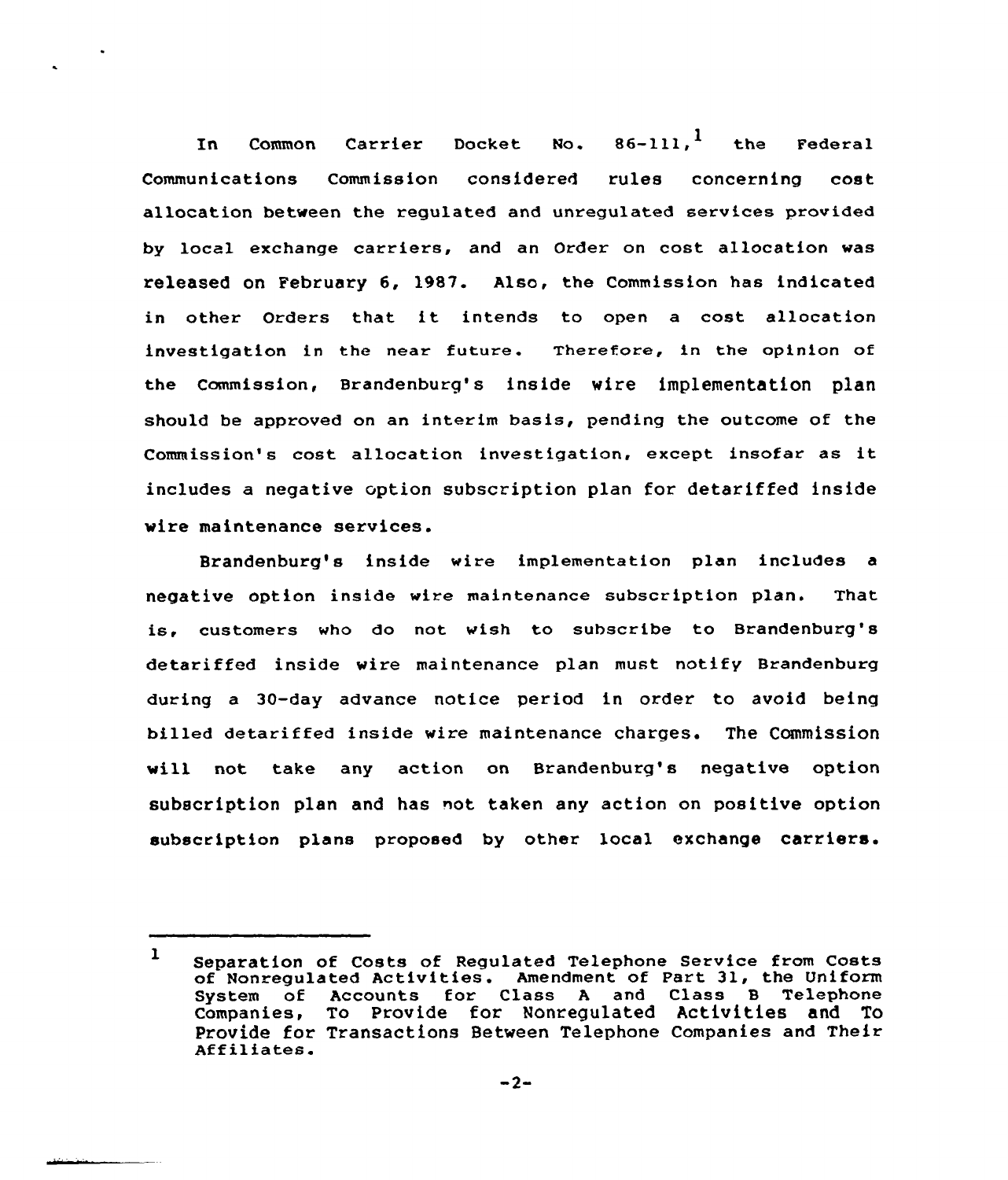In Common Carrier Docket No. 86-111,[1] the Federal Communications Commission considered rules concerning cost allocation between the regulated and unregulated services provided by local exchange carriers, and an Order on cost allocation was released on February 6, 1987. Also, the Commission has indicated in other Orders that it intends to open a cost allocation investigation in the near future. Therefore, in the opinion of the Commission, Brandenburg's inside wire implementation plan should be approved on an interim basis, pending the outcome of the Commission's cost allocation investigation, except insofar as it includes a negative option subscription plan for detariffed inside wire maintenance services.

Brandenburg's inside wire implementation plan includes a negative option inside wire maintenance subscription plan. That is, customers who do not wish to subscribe to Brandenburg's detariffed inside wire maintenance plan must notify Brandenburg during a 30-day advance notice period in order to avoid being billed detariffed inside wire maintenance charges. The Commission will not take any action on Brandenburg's negative option subscription plan and has not taken any action on positive option subscription plans proposed by other local exchange carriers.

---

[1] Separation of Costs of Regulated Telephone Service from Costs of Nonregulated Activities. Amendment of Part 31, the Uniform System of Accounts for Class A and Class B Telephone Companies, To Provide for Nonregulated Activities and To Provide for Transactions Between Telephone Companies and Their Affiliates.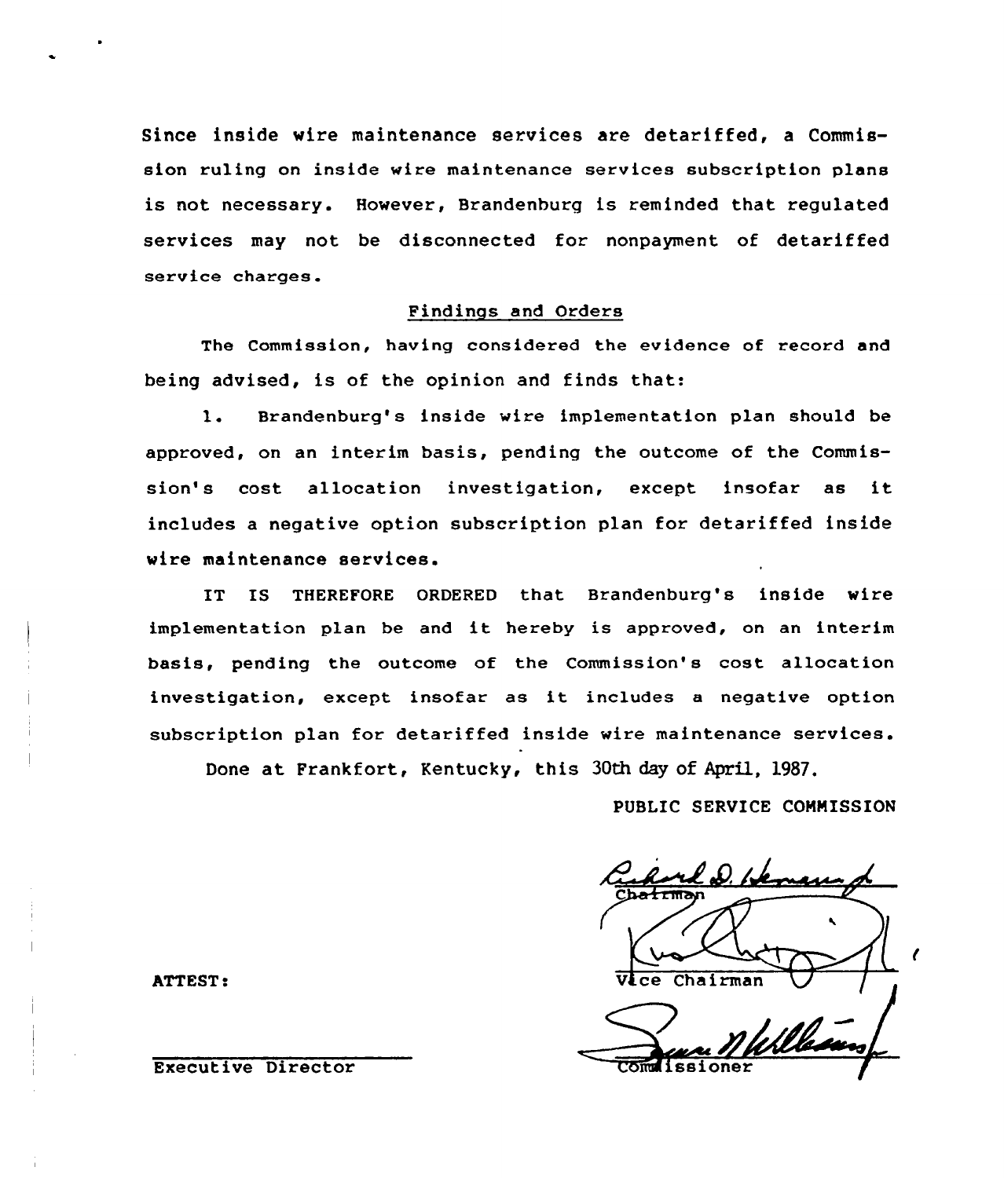Since inside wire maintenance services are detariffed, a Commission ruling on inside wire maintenance services subscription plans is not necessary. However, Brandenburg is reminded that regulated services may not be disconnected for nonpayment of detariffed service charges.

## Findings and Orders

The Commission, having considered the evidence of record and being advised, is of the opinion and finds that:

1. Brandenburg's inside wire implementation plan should be approved, on an interim basis, pending the outcome of the Commission's cost allocation investigation, except insofar as it includes a negative option subscription plan for detariffed inside wire maintenance services.

IT IS THEREFORE ORDERED that Brandenburg's inside wire implementation plan be and it hereby is approved, on an interim basis, pending the outcome of the Commission's cost allocation investigation, except insofar as it includes a negative option subscription plan for detariffed inside wire maintenance services.

Done at Frankfort, Kentucky, this 30th day of April, 1987.

PUBLIC SERVICE COMMISSION

Chairman

Vice Chairman

Commissioner

ATTEST:

Executive Director